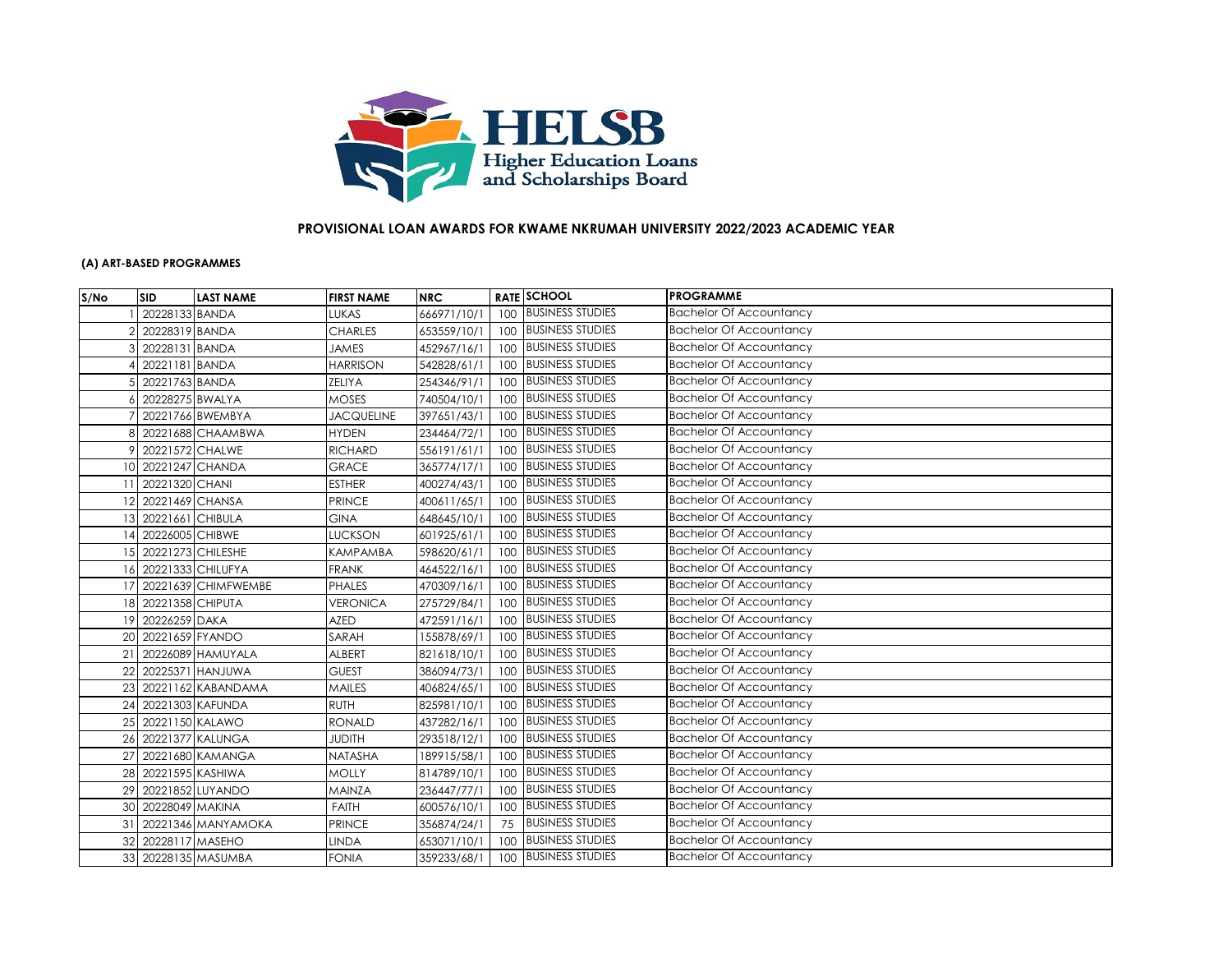HELSB
Higher Education Loans and Scholarships Board

## PROVISIONAL LOAN AWARDS FOR KWAME NKRUMAH UNIVERSITY 2022/2023 ACADEMIC YEAR

### (A) ART-BASED PROGRAMMES

| S/No | SID | LAST NAME | FIRST NAME | NRC | RATE | SCHOOL | PROGRAMME |
|---|---|---|---|---|---|---|---|
| 1 | 20228133 | BANDA | LUKAS | 666971/10/1 | 100 | BUSINESS STUDIES | Bachelor Of Accountancy |
| 2 | 20228319 | BANDA | CHARLES | 653559/10/1 | 100 | BUSINESS STUDIES | Bachelor Of Accountancy |
| 3 | 20228131 | BANDA | JAMES | 452967/16/1 | 100 | BUSINESS STUDIES | Bachelor Of Accountancy |
| 4 | 20221181 | BANDA | HARRISON | 542828/61/1 | 100 | BUSINESS STUDIES | Bachelor Of Accountancy |
| 5 | 20221763 | BANDA | ZELIYA | 254346/91/1 | 100 | BUSINESS STUDIES | Bachelor Of Accountancy |
| 6 | 20228275 | BWALYA | MOSES | 740504/10/1 | 100 | BUSINESS STUDIES | Bachelor Of Accountancy |
| 7 | 20221766 | BWEMBYA | JACQUELINE | 397651/43/1 | 100 | BUSINESS STUDIES | Bachelor Of Accountancy |
| 8 | 20221688 | CHAAMBWA | HYDEN | 234464/72/1 | 100 | BUSINESS STUDIES | Bachelor Of Accountancy |
| 9 | 20221572 | CHALWE | RICHARD | 556191/61/1 | 100 | BUSINESS STUDIES | Bachelor Of Accountancy |
| 10 | 20221247 | CHANDA | GRACE | 365774/17/1 | 100 | BUSINESS STUDIES | Bachelor Of Accountancy |
| 11 | 20221320 | CHANI | ESTHER | 400274/43/1 | 100 | BUSINESS STUDIES | Bachelor Of Accountancy |
| 12 | 20221469 | CHANSA | PRINCE | 400611/65/1 | 100 | BUSINESS STUDIES | Bachelor Of Accountancy |
| 13 | 20221661 | CHIBULA | GINA | 648645/10/1 | 100 | BUSINESS STUDIES | Bachelor Of Accountancy |
| 14 | 20226005 | CHIBWE | LUCKSON | 601925/61/1 | 100 | BUSINESS STUDIES | Bachelor Of Accountancy |
| 15 | 20221273 | CHILESHE | KAMPAMBA | 598620/61/1 | 100 | BUSINESS STUDIES | Bachelor Of Accountancy |
| 16 | 20221333 | CHILUFYA | FRANK | 464522/16/1 | 100 | BUSINESS STUDIES | Bachelor Of Accountancy |
| 17 | 20221639 | CHIMFWEMBE | PHALES | 470309/16/1 | 100 | BUSINESS STUDIES | Bachelor Of Accountancy |
| 18 | 20221358 | CHIPUTA | VERONICA | 275729/84/1 | 100 | BUSINESS STUDIES | Bachelor Of Accountancy |
| 19 | 20226259 | DAKA | AZED | 472591/16/1 | 100 | BUSINESS STUDIES | Bachelor Of Accountancy |
| 20 | 20221659 | FYANDO | SARAH | 155878/69/1 | 100 | BUSINESS STUDIES | Bachelor Of Accountancy |
| 21 | 20226089 | HAMUYALA | ALBERT | 821618/10/1 | 100 | BUSINESS STUDIES | Bachelor Of Accountancy |
| 22 | 20225371 | HANJUWA | GUEST | 386094/73/1 | 100 | BUSINESS STUDIES | Bachelor Of Accountancy |
| 23 | 20221162 | KABANDAMA | MAILES | 406824/65/1 | 100 | BUSINESS STUDIES | Bachelor Of Accountancy |
| 24 | 20221303 | KAFUNDA | RUTH | 825981/10/1 | 100 | BUSINESS STUDIES | Bachelor Of Accountancy |
| 25 | 20221150 | KALAWO | RONALD | 437282/16/1 | 100 | BUSINESS STUDIES | Bachelor Of Accountancy |
| 26 | 20221377 | KALUNGA | JUDITH | 293518/12/1 | 100 | BUSINESS STUDIES | Bachelor Of Accountancy |
| 27 | 20221680 | KAMANGA | NATASHA | 189915/58/1 | 100 | BUSINESS STUDIES | Bachelor Of Accountancy |
| 28 | 20221595 | KASHIWA | MOLLY | 814789/10/1 | 100 | BUSINESS STUDIES | Bachelor Of Accountancy |
| 29 | 20221852 | LUYANDO | MAINZA | 236447/77/1 | 100 | BUSINESS STUDIES | Bachelor Of Accountancy |
| 30 | 20228049 | MAKINA | FAITH | 600576/10/1 | 100 | BUSINESS STUDIES | Bachelor Of Accountancy |
| 31 | 20221346 | MANYAMOKA | PRINCE | 356874/24/1 | 75 | BUSINESS STUDIES | Bachelor Of Accountancy |
| 32 | 20228117 | MASEHO | LINDA | 653071/10/1 | 100 | BUSINESS STUDIES | Bachelor Of Accountancy |
| 33 | 20228135 | MASUMBA | FONIA | 359233/68/1 | 100 | BUSINESS STUDIES | Bachelor Of Accountancy |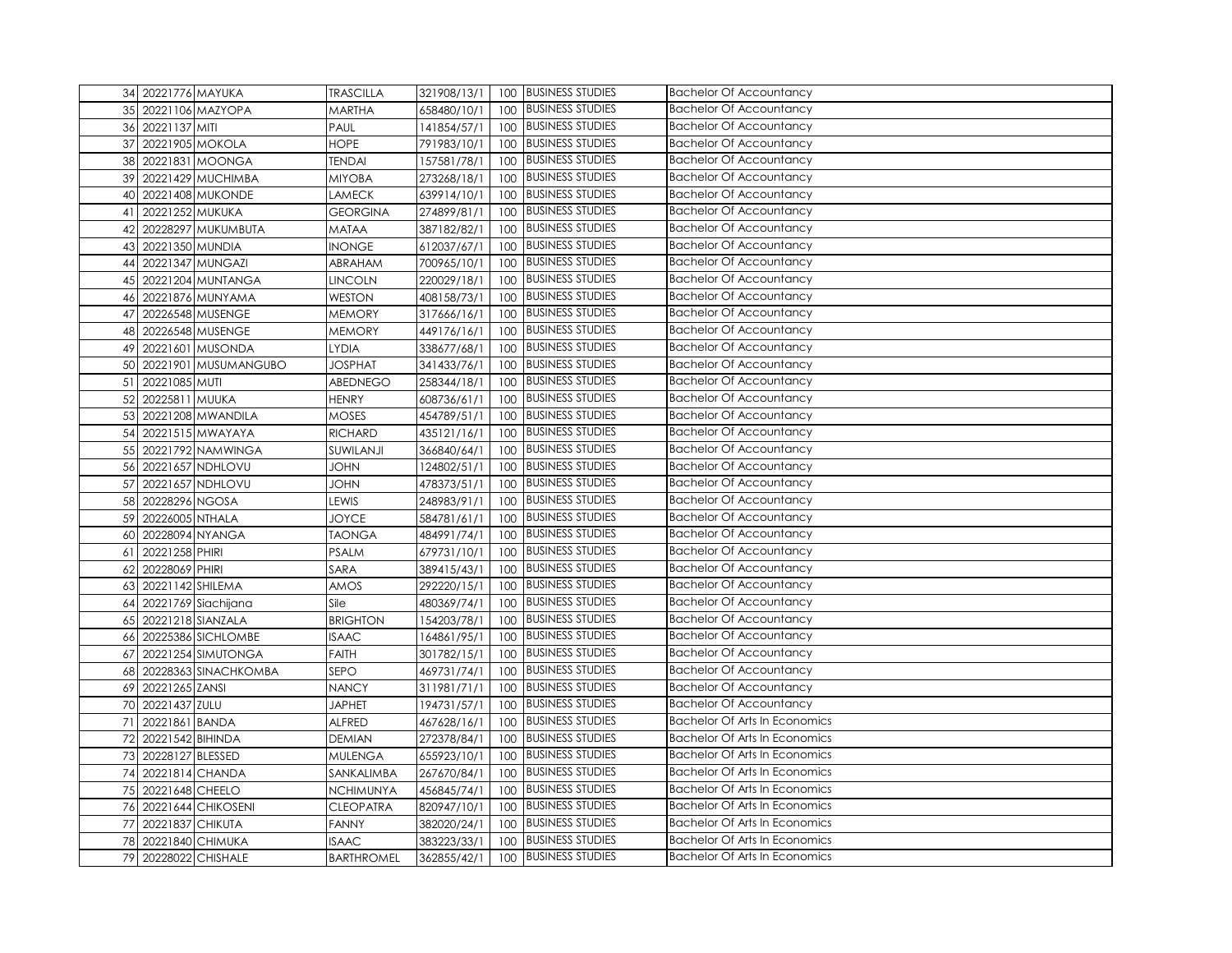| | | | | | | | |
|---|---|---|---|---|---|---|---|
| 34 | 20221776 | MAYUKA | TRASCILLA | 321908/13/1 | 100 | BUSINESS STUDIES | Bachelor Of Accountancy |
| 35 | 20221106 | MAZYOPA | MARTHA | 658480/10/1 | 100 | BUSINESS STUDIES | Bachelor Of Accountancy |
| 36 | 20221137 | MITI | PAUL | 141854/57/1 | 100 | BUSINESS STUDIES | Bachelor Of Accountancy |
| 37 | 20221905 | MOKOLA | HOPE | 791983/10/1 | 100 | BUSINESS STUDIES | Bachelor Of Accountancy |
| 38 | 20221831 | MOONGA | TENDAI | 157581/78/1 | 100 | BUSINESS STUDIES | Bachelor Of Accountancy |
| 39 | 20221429 | MUCHIMBA | MIYOBA | 273268/18/1 | 100 | BUSINESS STUDIES | Bachelor Of Accountancy |
| 40 | 20221408 | MUKONDE | LAMECK | 639914/10/1 | 100 | BUSINESS STUDIES | Bachelor Of Accountancy |
| 41 | 20221252 | MUKUKA | GEORGINA | 274899/81/1 | 100 | BUSINESS STUDIES | Bachelor Of Accountancy |
| 42 | 20228297 | MUKUMBUTA | MATAA | 387182/82/1 | 100 | BUSINESS STUDIES | Bachelor Of Accountancy |
| 43 | 20221350 | MUNDIA | INONGE | 612037/67/1 | 100 | BUSINESS STUDIES | Bachelor Of Accountancy |
| 44 | 20221347 | MUNGAZI | ABRAHAM | 700965/10/1 | 100 | BUSINESS STUDIES | Bachelor Of Accountancy |
| 45 | 20221204 | MUNTANGA | LINCOLN | 220029/18/1 | 100 | BUSINESS STUDIES | Bachelor Of Accountancy |
| 46 | 20221876 | MUNYAMA | WESTON | 408158/73/1 | 100 | BUSINESS STUDIES | Bachelor Of Accountancy |
| 47 | 20226548 | MUSENGE | MEMORY | 317666/16/1 | 100 | BUSINESS STUDIES | Bachelor Of Accountancy |
| 48 | 20226548 | MUSENGE | MEMORY | 449176/16/1 | 100 | BUSINESS STUDIES | Bachelor Of Accountancy |
| 49 | 20221601 | MUSONDA | LYDIA | 338677/68/1 | 100 | BUSINESS STUDIES | Bachelor Of Accountancy |
| 50 | 20221901 | MUSUMANGUBO | JOSPHAT | 341433/76/1 | 100 | BUSINESS STUDIES | Bachelor Of Accountancy |
| 51 | 20221085 | MUTI | ABEDNEGO | 258344/18/1 | 100 | BUSINESS STUDIES | Bachelor Of Accountancy |
| 52 | 20225811 | MUUKA | HENRY | 608736/61/1 | 100 | BUSINESS STUDIES | Bachelor Of Accountancy |
| 53 | 20221208 | MWANDILA | MOSES | 454789/51/1 | 100 | BUSINESS STUDIES | Bachelor Of Accountancy |
| 54 | 20221515 | MWAYAYA | RICHARD | 435121/16/1 | 100 | BUSINESS STUDIES | Bachelor Of Accountancy |
| 55 | 20221792 | NAMWINGA | SUWILANJI | 366840/64/1 | 100 | BUSINESS STUDIES | Bachelor Of Accountancy |
| 56 | 20221657 | NDHLOVU | JOHN | 124802/51/1 | 100 | BUSINESS STUDIES | Bachelor Of Accountancy |
| 57 | 20221657 | NDHLOVU | JOHN | 478373/51/1 | 100 | BUSINESS STUDIES | Bachelor Of Accountancy |
| 58 | 20228296 | NGOSA | LEWIS | 248983/91/1 | 100 | BUSINESS STUDIES | Bachelor Of Accountancy |
| 59 | 20226005 | NTHALA | JOYCE | 584781/61/1 | 100 | BUSINESS STUDIES | Bachelor Of Accountancy |
| 60 | 20228094 | NYANGA | TAONGA | 484991/74/1 | 100 | BUSINESS STUDIES | Bachelor Of Accountancy |
| 61 | 20221258 | PHIRI | PSALM | 679731/10/1 | 100 | BUSINESS STUDIES | Bachelor Of Accountancy |
| 62 | 20228069 | PHIRI | SARA | 389415/43/1 | 100 | BUSINESS STUDIES | Bachelor Of Accountancy |
| 63 | 20221142 | SHILEMA | AMOS | 292220/15/1 | 100 | BUSINESS STUDIES | Bachelor Of Accountancy |
| 64 | 20221769 | Siachijana | Sile | 480369/74/1 | 100 | BUSINESS STUDIES | Bachelor Of Accountancy |
| 65 | 20221218 | SIANZALA | BRIGHTON | 154203/78/1 | 100 | BUSINESS STUDIES | Bachelor Of Accountancy |
| 66 | 20225386 | SICHLOMBE | ISAAC | 164861/95/1 | 100 | BUSINESS STUDIES | Bachelor Of Accountancy |
| 67 | 20221254 | SIMUTONGA | FAITH | 301782/15/1 | 100 | BUSINESS STUDIES | Bachelor Of Accountancy |
| 68 | 20228363 | SINACHKOMBA | SEPO | 469731/74/1 | 100 | BUSINESS STUDIES | Bachelor Of Accountancy |
| 69 | 20221265 | ZANSI | NANCY | 311981/71/1 | 100 | BUSINESS STUDIES | Bachelor Of Accountancy |
| 70 | 20221437 | ZULU | JAPHET | 194731/57/1 | 100 | BUSINESS STUDIES | Bachelor Of Accountancy |
| 71 | 20221861 | BANDA | ALFRED | 467628/16/1 | 100 | BUSINESS STUDIES | Bachelor Of Arts In Economics |
| 72 | 20221542 | BIHINDA | DEMIAN | 272378/84/1 | 100 | BUSINESS STUDIES | Bachelor Of Arts In Economics |
| 73 | 20228127 | BLESSED | MULENGA | 655923/10/1 | 100 | BUSINESS STUDIES | Bachelor Of Arts In Economics |
| 74 | 20221814 | CHANDA | SANKALIMBA | 267670/84/1 | 100 | BUSINESS STUDIES | Bachelor Of Arts In Economics |
| 75 | 20221648 | CHEELO | NCHIMUNYA | 456845/74/1 | 100 | BUSINESS STUDIES | Bachelor Of Arts In Economics |
| 76 | 20221644 | CHIKOSENI | CLEOPATRA | 820947/10/1 | 100 | BUSINESS STUDIES | Bachelor Of Arts In Economics |
| 77 | 20221837 | CHIKUTA | FANNY | 382020/24/1 | 100 | BUSINESS STUDIES | Bachelor Of Arts In Economics |
| 78 | 20221840 | CHIMUKA | ISAAC | 383223/33/1 | 100 | BUSINESS STUDIES | Bachelor Of Arts In Economics |
| 79 | 20228022 | CHISHALE | BARTHROMEL | 362855/42/1 | 100 | BUSINESS STUDIES | Bachelor Of Arts In Economics |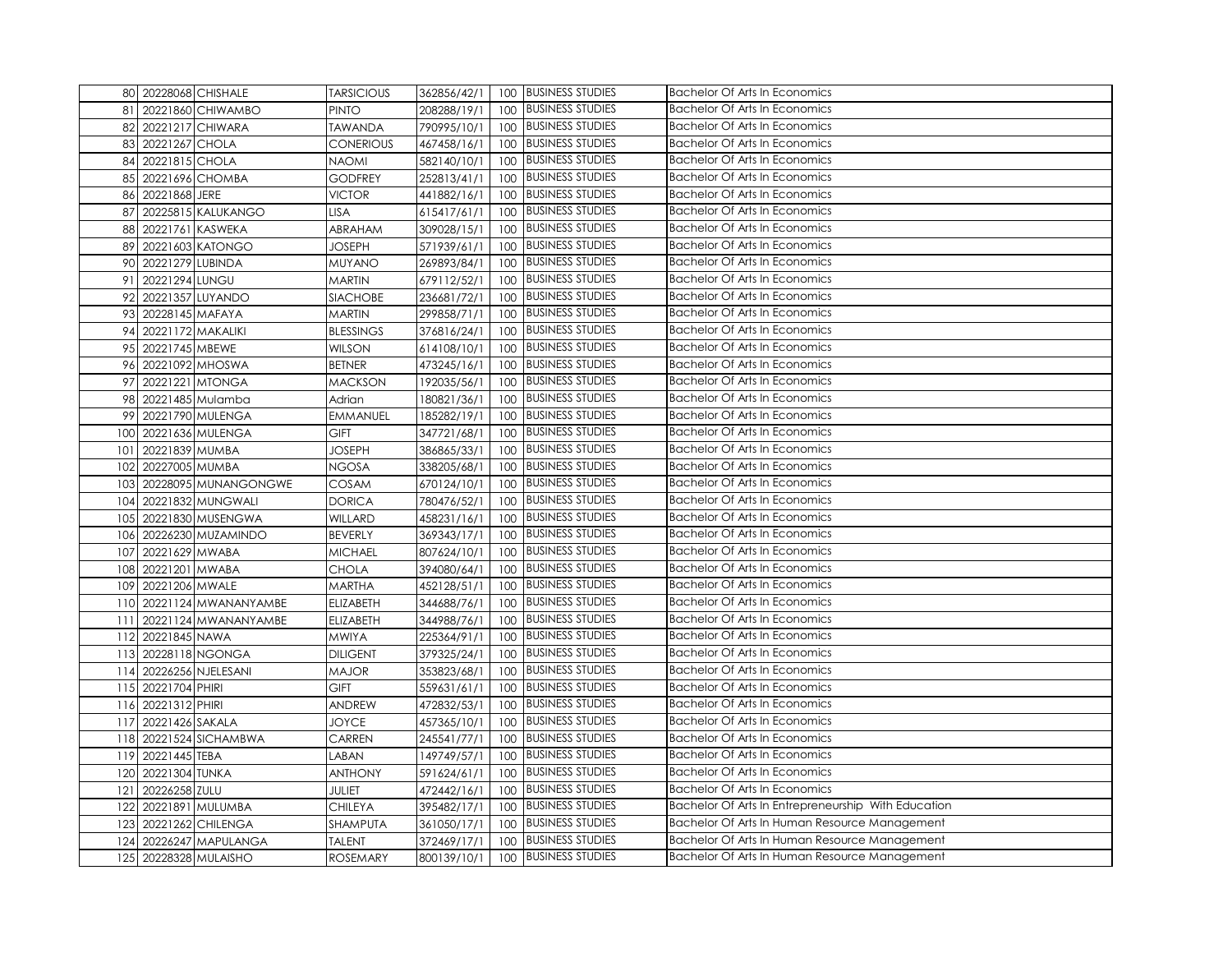| 80 | 20228068 | CHISHALE | TARSICIOUS | 362856/42/1 | 100 | BUSINESS STUDIES | Bachelor Of Arts In Economics |
|---|---|---|---|---|---|---|---|
| 81 | 20221860 | CHIWAMBO | PINTO | 208288/19/1 | 100 | BUSINESS STUDIES | Bachelor Of Arts In Economics |
| 82 | 20221217 | CHIWARA | TAWANDA | 790995/10/1 | 100 | BUSINESS STUDIES | Bachelor Of Arts In Economics |
| 83 | 20221267 | CHOLA | CONERIOUS | 467458/16/1 | 100 | BUSINESS STUDIES | Bachelor Of Arts In Economics |
| 84 | 20221815 | CHOLA | NAOMI | 582140/10/1 | 100 | BUSINESS STUDIES | Bachelor Of Arts In Economics |
| 85 | 20221696 | CHOMBA | GODFREY | 252813/41/1 | 100 | BUSINESS STUDIES | Bachelor Of Arts In Economics |
| 86 | 20221868 | JERE | VICTOR | 441882/16/1 | 100 | BUSINESS STUDIES | Bachelor Of Arts In Economics |
| 87 | 20225815 | KALUKANGO | LISA | 615417/61/1 | 100 | BUSINESS STUDIES | Bachelor Of Arts In Economics |
| 88 | 20221761 | KASWEKA | ABRAHAM | 309028/15/1 | 100 | BUSINESS STUDIES | Bachelor Of Arts In Economics |
| 89 | 20221603 | KATONGO | JOSEPH | 571939/61/1 | 100 | BUSINESS STUDIES | Bachelor Of Arts In Economics |
| 90 | 20221279 | LUBINDA | MUYANO | 269893/84/1 | 100 | BUSINESS STUDIES | Bachelor Of Arts In Economics |
| 91 | 20221294 | LUNGU | MARTIN | 679112/52/1 | 100 | BUSINESS STUDIES | Bachelor Of Arts In Economics |
| 92 | 20221357 | LUYANDO | SIACHOBE | 236681/72/1 | 100 | BUSINESS STUDIES | Bachelor Of Arts In Economics |
| 93 | 20228145 | MAFAYA | MARTIN | 299858/71/1 | 100 | BUSINESS STUDIES | Bachelor Of Arts In Economics |
| 94 | 20221172 | MAKALIKI | BLESSINGS | 376816/24/1 | 100 | BUSINESS STUDIES | Bachelor Of Arts In Economics |
| 95 | 20221745 | MBEWE | WILSON | 614108/10/1 | 100 | BUSINESS STUDIES | Bachelor Of Arts In Economics |
| 96 | 20221092 | MHOSWA | BETNER | 473245/16/1 | 100 | BUSINESS STUDIES | Bachelor Of Arts In Economics |
| 97 | 20221221 | MTONGA | MACKSON | 192035/56/1 | 100 | BUSINESS STUDIES | Bachelor Of Arts In Economics |
| 98 | 20221485 | Mulamba | Adrian | 180821/36/1 | 100 | BUSINESS STUDIES | Bachelor Of Arts In Economics |
| 99 | 20221790 | MULENGA | EMMANUEL | 185282/19/1 | 100 | BUSINESS STUDIES | Bachelor Of Arts In Economics |
| 100 | 20221636 | MULENGA | GIFT | 347721/68/1 | 100 | BUSINESS STUDIES | Bachelor Of Arts In Economics |
| 101 | 20221839 | MUMBA | JOSEPH | 386865/33/1 | 100 | BUSINESS STUDIES | Bachelor Of Arts In Economics |
| 102 | 20227005 | MUMBA | NGOSA | 338205/68/1 | 100 | BUSINESS STUDIES | Bachelor Of Arts In Economics |
| 103 | 20228095 | MUNANGONGWE | COSAM | 670124/10/1 | 100 | BUSINESS STUDIES | Bachelor Of Arts In Economics |
| 104 | 20221832 | MUNGWALI | DORICA | 780476/52/1 | 100 | BUSINESS STUDIES | Bachelor Of Arts In Economics |
| 105 | 20221830 | MUSENGWA | WILLARD | 458231/16/1 | 100 | BUSINESS STUDIES | Bachelor Of Arts In Economics |
| 106 | 20226230 | MUZAMINDO | BEVERLY | 369343/17/1 | 100 | BUSINESS STUDIES | Bachelor Of Arts In Economics |
| 107 | 20221629 | MWABA | MICHAEL | 807624/10/1 | 100 | BUSINESS STUDIES | Bachelor Of Arts In Economics |
| 108 | 20221201 | MWABA | CHOLA | 394080/64/1 | 100 | BUSINESS STUDIES | Bachelor Of Arts In Economics |
| 109 | 20221206 | MWALE | MARTHA | 452128/51/1 | 100 | BUSINESS STUDIES | Bachelor Of Arts In Economics |
| 110 | 20221124 | MWANANYAMBE | ELIZABETH | 344688/76/1 | 100 | BUSINESS STUDIES | Bachelor Of Arts In Economics |
| 111 | 20221124 | MWANANYAMBE | ELIZABETH | 344988/76/1 | 100 | BUSINESS STUDIES | Bachelor Of Arts In Economics |
| 112 | 20221845 | NAWA | MWIYA | 225364/91/1 | 100 | BUSINESS STUDIES | Bachelor Of Arts In Economics |
| 113 | 20228118 | NGONGA | DILIGENT | 379325/24/1 | 100 | BUSINESS STUDIES | Bachelor Of Arts In Economics |
| 114 | 20226256 | NJELESANI | MAJOR | 353823/68/1 | 100 | BUSINESS STUDIES | Bachelor Of Arts In Economics |
| 115 | 20221704 | PHIRI | GIFT | 559631/61/1 | 100 | BUSINESS STUDIES | Bachelor Of Arts In Economics |
| 116 | 20221312 | PHIRI | ANDREW | 472832/53/1 | 100 | BUSINESS STUDIES | Bachelor Of Arts In Economics |
| 117 | 20221426 | SAKALA | JOYCE | 457365/10/1 | 100 | BUSINESS STUDIES | Bachelor Of Arts In Economics |
| 118 | 20221524 | SICHAMBWA | CARREN | 245541/77/1 | 100 | BUSINESS STUDIES | Bachelor Of Arts In Economics |
| 119 | 20221445 | TEBA | LABAN | 149749/57/1 | 100 | BUSINESS STUDIES | Bachelor Of Arts In Economics |
| 120 | 20221304 | TUNKA | ANTHONY | 591624/61/1 | 100 | BUSINESS STUDIES | Bachelor Of Arts In Economics |
| 121 | 20226258 | ZULU | JULIET | 472442/16/1 | 100 | BUSINESS STUDIES | Bachelor Of Arts In Economics |
| 122 | 20221891 | MULUMBA | CHILEYA | 395482/17/1 | 100 | BUSINESS STUDIES | Bachelor Of Arts In Entrepreneurship With Education |
| 123 | 20221262 | CHILENGA | SHAMPUTA | 361050/17/1 | 100 | BUSINESS STUDIES | Bachelor Of Arts In Human Resource Management |
| 124 | 20226247 | MAPULANGA | TALENT | 372469/17/1 | 100 | BUSINESS STUDIES | Bachelor Of Arts In Human Resource Management |
| 125 | 20228328 | MULAISHO | ROSEMARY | 800139/10/1 | 100 | BUSINESS STUDIES | Bachelor Of Arts In Human Resource Management |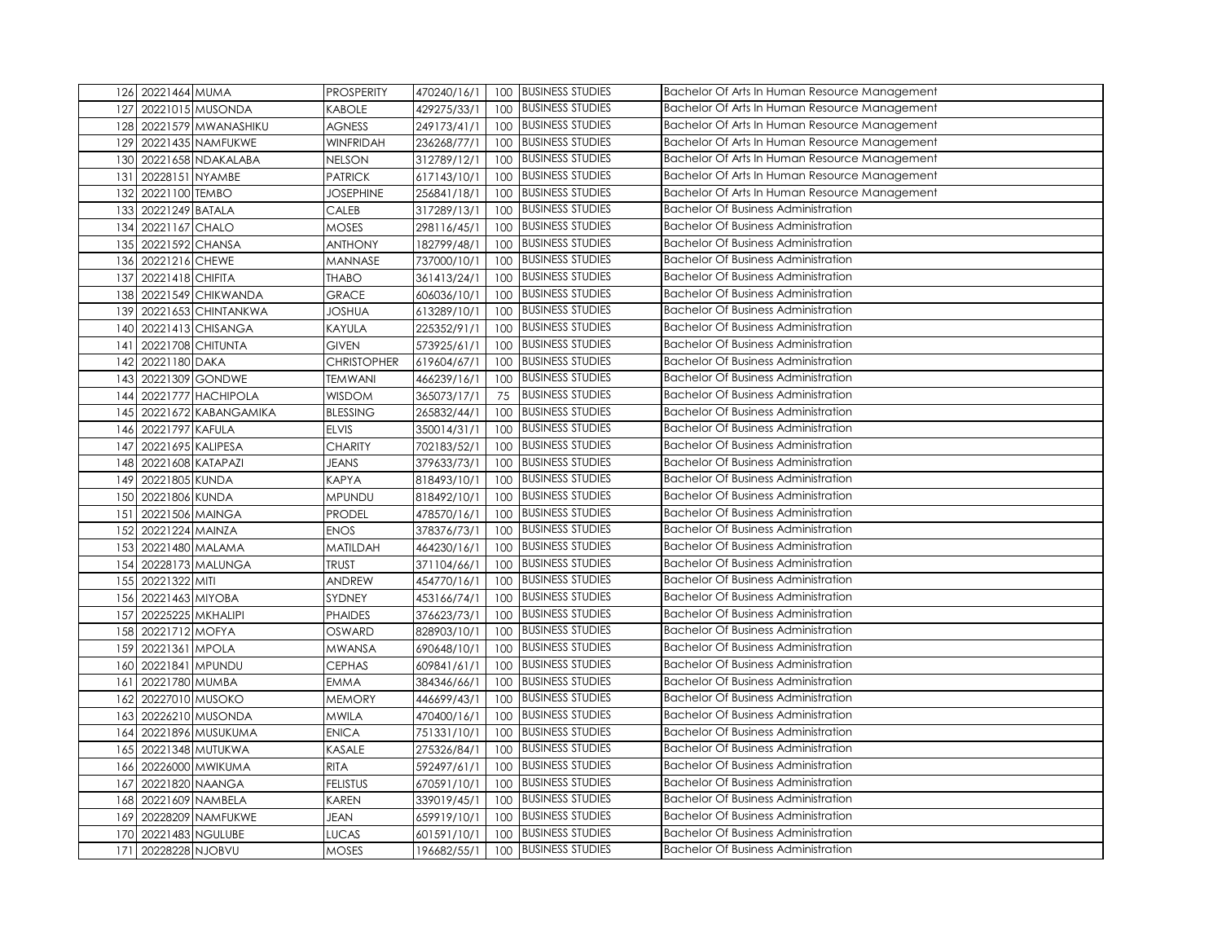| | | | | | | | |
|---|---|---|---|---|---|---|---|
| 126 | 20221464 | MUMA | PROSPERITY | 470240/16/1 | 100 | BUSINESS STUDIES | Bachelor Of Arts In Human Resource Management |
| 127 | 20221015 | MUSONDA | KABOLE | 429275/33/1 | 100 | BUSINESS STUDIES | Bachelor Of Arts In Human Resource Management |
| 128 | 20221579 | MWANASHIKU | AGNESS | 249173/41/1 | 100 | BUSINESS STUDIES | Bachelor Of Arts In Human Resource Management |
| 129 | 20221435 | NAMFUKWE | WINFRIDAH | 236268/77/1 | 100 | BUSINESS STUDIES | Bachelor Of Arts In Human Resource Management |
| 130 | 20221658 | NDAKALABA | NELSON | 312789/12/1 | 100 | BUSINESS STUDIES | Bachelor Of Arts In Human Resource Management |
| 131 | 20228151 | NYAMBE | PATRICK | 617143/10/1 | 100 | BUSINESS STUDIES | Bachelor Of Arts In Human Resource Management |
| 132 | 20221100 | TEMBO | JOSEPHINE | 256841/18/1 | 100 | BUSINESS STUDIES | Bachelor Of Arts In Human Resource Management |
| 133 | 20221249 | BATALA | CALEB | 317289/13/1 | 100 | BUSINESS STUDIES | Bachelor Of Business Administration |
| 134 | 20221167 | CHALO | MOSES | 298116/45/1 | 100 | BUSINESS STUDIES | Bachelor Of Business Administration |
| 135 | 20221592 | CHANSA | ANTHONY | 182799/48/1 | 100 | BUSINESS STUDIES | Bachelor Of Business Administration |
| 136 | 20221216 | CHEWE | MANNASE | 737000/10/1 | 100 | BUSINESS STUDIES | Bachelor Of Business Administration |
| 137 | 20221418 | CHIFITA | THABO | 361413/24/1 | 100 | BUSINESS STUDIES | Bachelor Of Business Administration |
| 138 | 20221549 | CHIKWANDA | GRACE | 606036/10/1 | 100 | BUSINESS STUDIES | Bachelor Of Business Administration |
| 139 | 20221653 | CHINTANKWA | JOSHUA | 613289/10/1 | 100 | BUSINESS STUDIES | Bachelor Of Business Administration |
| 140 | 20221413 | CHISANGA | KAYULA | 225352/91/1 | 100 | BUSINESS STUDIES | Bachelor Of Business Administration |
| 141 | 20221708 | CHITUNTA | GIVEN | 573925/61/1 | 100 | BUSINESS STUDIES | Bachelor Of Business Administration |
| 142 | 20221180 | DAKA | CHRISTOPHER | 619604/67/1 | 100 | BUSINESS STUDIES | Bachelor Of Business Administration |
| 143 | 20221309 | GONDWE | TEMWANI | 466239/16/1 | 100 | BUSINESS STUDIES | Bachelor Of Business Administration |
| 144 | 20221777 | HACHIPOLA | WISDOM | 365073/17/1 | 75 | BUSINESS STUDIES | Bachelor Of Business Administration |
| 145 | 20221672 | KABANGAMIKA | BLESSING | 265832/44/1 | 100 | BUSINESS STUDIES | Bachelor Of Business Administration |
| 146 | 20221797 | KAFULA | ELVIS | 350014/31/1 | 100 | BUSINESS STUDIES | Bachelor Of Business Administration |
| 147 | 20221695 | KALIPESA | CHARITY | 702183/52/1 | 100 | BUSINESS STUDIES | Bachelor Of Business Administration |
| 148 | 20221608 | KATAPAZI | JEANS | 379633/73/1 | 100 | BUSINESS STUDIES | Bachelor Of Business Administration |
| 149 | 20221805 | KUNDA | KAPYA | 818493/10/1 | 100 | BUSINESS STUDIES | Bachelor Of Business Administration |
| 150 | 20221806 | KUNDA | MPUNDU | 818492/10/1 | 100 | BUSINESS STUDIES | Bachelor Of Business Administration |
| 151 | 20221506 | MAINGA | PRODEL | 478570/16/1 | 100 | BUSINESS STUDIES | Bachelor Of Business Administration |
| 152 | 20221224 | MAINZA | ENOS | 378376/73/1 | 100 | BUSINESS STUDIES | Bachelor Of Business Administration |
| 153 | 20221480 | MALAMA | MATILDAH | 464230/16/1 | 100 | BUSINESS STUDIES | Bachelor Of Business Administration |
| 154 | 20228173 | MALUNGA | TRUST | 371104/66/1 | 100 | BUSINESS STUDIES | Bachelor Of Business Administration |
| 155 | 20221322 | MITI | ANDREW | 454770/16/1 | 100 | BUSINESS STUDIES | Bachelor Of Business Administration |
| 156 | 20221463 | MIYOBA | SYDNEY | 453166/74/1 | 100 | BUSINESS STUDIES | Bachelor Of Business Administration |
| 157 | 20225225 | MKHALIPI | PHAIDES | 376623/73/1 | 100 | BUSINESS STUDIES | Bachelor Of Business Administration |
| 158 | 20221712 | MOFYA | OSWARD | 828903/10/1 | 100 | BUSINESS STUDIES | Bachelor Of Business Administration |
| 159 | 20221361 | MPOLA | MWANSA | 690648/10/1 | 100 | BUSINESS STUDIES | Bachelor Of Business Administration |
| 160 | 20221841 | MPUNDU | CEPHAS | 609841/61/1 | 100 | BUSINESS STUDIES | Bachelor Of Business Administration |
| 161 | 20221780 | MUMBA | EMMA | 384346/66/1 | 100 | BUSINESS STUDIES | Bachelor Of Business Administration |
| 162 | 20227010 | MUSOKO | MEMORY | 446699/43/1 | 100 | BUSINESS STUDIES | Bachelor Of Business Administration |
| 163 | 20226210 | MUSONDA | MWILA | 470400/16/1 | 100 | BUSINESS STUDIES | Bachelor Of Business Administration |
| 164 | 20221896 | MUSUKUMA | ENICA | 751331/10/1 | 100 | BUSINESS STUDIES | Bachelor Of Business Administration |
| 165 | 20221348 | MUTUKWA | KASALE | 275326/84/1 | 100 | BUSINESS STUDIES | Bachelor Of Business Administration |
| 166 | 20226000 | MWIKUMA | RITA | 592497/61/1 | 100 | BUSINESS STUDIES | Bachelor Of Business Administration |
| 167 | 20221820 | NAANGA | FELISTUS | 670591/10/1 | 100 | BUSINESS STUDIES | Bachelor Of Business Administration |
| 168 | 20221609 | NAMBELA | KAREN | 339019/45/1 | 100 | BUSINESS STUDIES | Bachelor Of Business Administration |
| 169 | 20228209 | NAMFUKWE | JEAN | 659919/10/1 | 100 | BUSINESS STUDIES | Bachelor Of Business Administration |
| 170 | 20221483 | NGULUBE | LUCAS | 601591/10/1 | 100 | BUSINESS STUDIES | Bachelor Of Business Administration |
| 171 | 20228228 | NJOBVU | MOSES | 196682/55/1 | 100 | BUSINESS STUDIES | Bachelor Of Business Administration |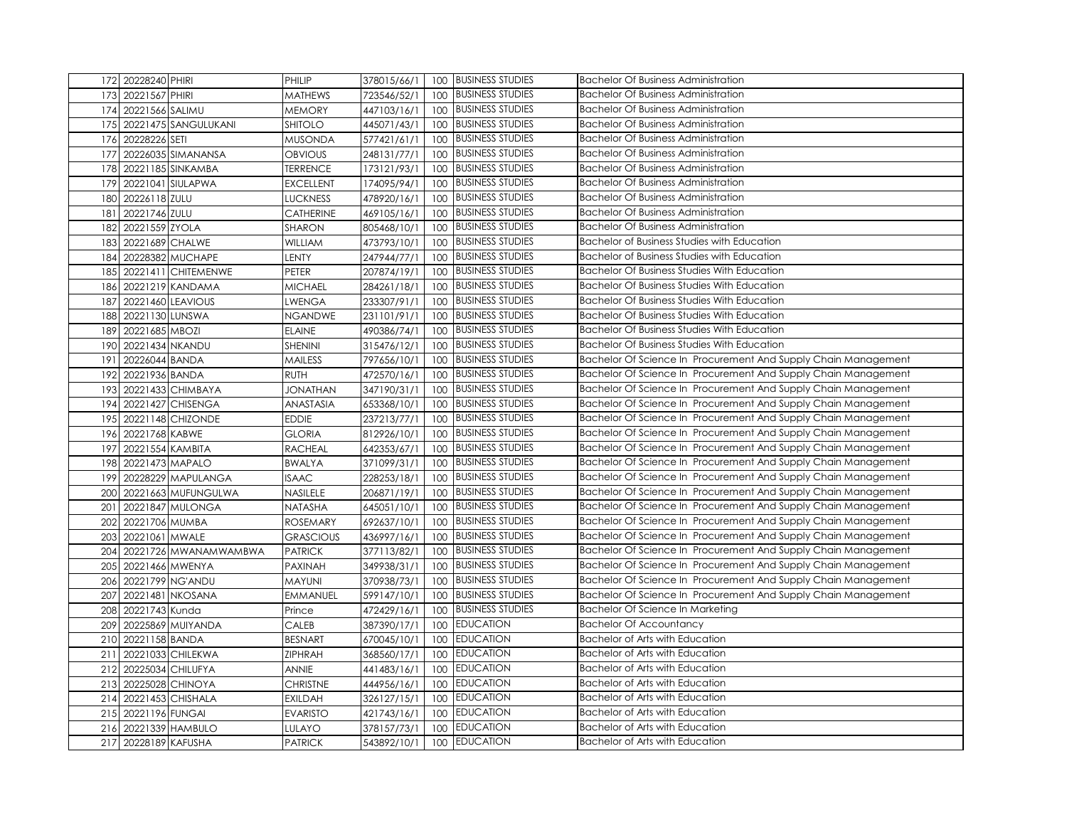| 172 | 20228240 | PHIRI | PHILIP | 378015/66/1 | 100 | BUSINESS STUDIES | Bachelor Of Business Administration |
|---|---|---|---|---|---|---|---|
| 173 | 20221567 | PHIRI | MATHEWS | 723546/52/1 | 100 | BUSINESS STUDIES | Bachelor Of Business Administration |
| 174 | 20221566 | SALIMU | MEMORY | 447103/16/1 | 100 | BUSINESS STUDIES | Bachelor Of Business Administration |
| 175 | 20221475 | SANGULUKANI | SHITOLO | 445071/43/1 | 100 | BUSINESS STUDIES | Bachelor Of Business Administration |
| 176 | 20228226 | SETI | MUSONDA | 577421/61/1 | 100 | BUSINESS STUDIES | Bachelor Of Business Administration |
| 177 | 20226035 | SIMANANSA | OBVIOUS | 248131/77/1 | 100 | BUSINESS STUDIES | Bachelor Of Business Administration |
| 178 | 20221185 | SINKAMBA | TERRENCE | 173121/93/1 | 100 | BUSINESS STUDIES | Bachelor Of Business Administration |
| 179 | 20221041 | SIULAPWA | EXCELLENT | 174095/94/1 | 100 | BUSINESS STUDIES | Bachelor Of Business Administration |
| 180 | 20226118 | ZULU | LUCKNESS | 478920/16/1 | 100 | BUSINESS STUDIES | Bachelor Of Business Administration |
| 181 | 20221746 | ZULU | CATHERINE | 469105/16/1 | 100 | BUSINESS STUDIES | Bachelor Of Business Administration |
| 182 | 20221559 | ZYOLA | SHARON | 805468/10/1 | 100 | BUSINESS STUDIES | Bachelor Of Business Administration |
| 183 | 20221689 | CHALWE | WILLIAM | 473793/10/1 | 100 | BUSINESS STUDIES | Bachelor of Business Studies with Education |
| 184 | 20228382 | MUCHAPE | LENTY | 247944/77/1 | 100 | BUSINESS STUDIES | Bachelor of Business Studies with Education |
| 185 | 20221411 | CHITEMENWE | PETER | 207874/19/1 | 100 | BUSINESS STUDIES | Bachelor Of Business Studies With Education |
| 186 | 20221219 | KANDAMA | MICHAEL | 284261/18/1 | 100 | BUSINESS STUDIES | Bachelor Of Business Studies With Education |
| 187 | 20221460 | LEAVIOUS | LWENGA | 233307/91/1 | 100 | BUSINESS STUDIES | Bachelor Of Business Studies With Education |
| 188 | 20221130 | LUNSWA | NGANDWE | 231101/91/1 | 100 | BUSINESS STUDIES | Bachelor Of Business Studies With Education |
| 189 | 20221685 | MBOZI | ELAINE | 490386/74/1 | 100 | BUSINESS STUDIES | Bachelor Of Business Studies With Education |
| 190 | 20221434 | NKANDU | SHENINI | 315476/12/1 | 100 | BUSINESS STUDIES | Bachelor Of Business Studies With Education |
| 191 | 20226044 | BANDA | MAILESS | 797656/10/1 | 100 | BUSINESS STUDIES | Bachelor Of Science In Procurement And Supply Chain Management |
| 192 | 20221936 | BANDA | RUTH | 472570/16/1 | 100 | BUSINESS STUDIES | Bachelor Of Science In Procurement And Supply Chain Management |
| 193 | 20221433 | CHIMBAYA | JONATHAN | 347190/31/1 | 100 | BUSINESS STUDIES | Bachelor Of Science In Procurement And Supply Chain Management |
| 194 | 20221427 | CHISENGA | ANASTASIA | 653368/10/1 | 100 | BUSINESS STUDIES | Bachelor Of Science In Procurement And Supply Chain Management |
| 195 | 20221148 | CHIZONDE | EDDIE | 237213/77/1 | 100 | BUSINESS STUDIES | Bachelor Of Science In Procurement And Supply Chain Management |
| 196 | 20221768 | KABWE | GLORIA | 812926/10/1 | 100 | BUSINESS STUDIES | Bachelor Of Science In Procurement And Supply Chain Management |
| 197 | 20221554 | KAMBITA | RACHEAL | 642353/67/1 | 100 | BUSINESS STUDIES | Bachelor Of Science In Procurement And Supply Chain Management |
| 198 | 20221473 | MAPALO | BWALYA | 371099/31/1 | 100 | BUSINESS STUDIES | Bachelor Of Science In Procurement And Supply Chain Management |
| 199 | 20228229 | MAPULANGA | ISAAC | 228253/18/1 | 100 | BUSINESS STUDIES | Bachelor Of Science In Procurement And Supply Chain Management |
| 200 | 20221663 | MUFUNGULWA | NASILELE | 206871/19/1 | 100 | BUSINESS STUDIES | Bachelor Of Science In Procurement And Supply Chain Management |
| 201 | 20221847 | MULONGA | NATASHA | 645051/10/1 | 100 | BUSINESS STUDIES | Bachelor Of Science In Procurement And Supply Chain Management |
| 202 | 20221706 | MUMBA | ROSEMARY | 692637/10/1 | 100 | BUSINESS STUDIES | Bachelor Of Science In Procurement And Supply Chain Management |
| 203 | 20221061 | MWALE | GRASCIOUS | 436997/16/1 | 100 | BUSINESS STUDIES | Bachelor Of Science In Procurement And Supply Chain Management |
| 204 | 20221726 | MWANAMWAMBWA | PATRICK | 377113/82/1 | 100 | BUSINESS STUDIES | Bachelor Of Science In Procurement And Supply Chain Management |
| 205 | 20221466 | MWENYA | PAXINAH | 349938/31/1 | 100 | BUSINESS STUDIES | Bachelor Of Science In Procurement And Supply Chain Management |
| 206 | 20221799 | NG'ANDU | MAYUNI | 370938/73/1 | 100 | BUSINESS STUDIES | Bachelor Of Science In Procurement And Supply Chain Management |
| 207 | 20221481 | NKOSANA | EMMANUEL | 599147/10/1 | 100 | BUSINESS STUDIES | Bachelor Of Science In Procurement And Supply Chain Management |
| 208 | 20221743 | Kunda | Prince | 472429/16/1 | 100 | BUSINESS STUDIES | Bachelor Of Science In Marketing |
| 209 | 20225869 | MUIYANDA | CALEB | 387390/17/1 | 100 | EDUCATION | Bachelor Of Accountancy |
| 210 | 20221158 | BANDA | BESNART | 670045/10/1 | 100 | EDUCATION | Bachelor of Arts with Education |
| 211 | 20221033 | CHILEKWA | ZIPHRAH | 368560/17/1 | 100 | EDUCATION | Bachelor of Arts with Education |
| 212 | 20225034 | CHILUFYA | ANNIE | 441483/16/1 | 100 | EDUCATION | Bachelor of Arts with Education |
| 213 | 20225028 | CHINOYA | CHRISTNE | 444956/16/1 | 100 | EDUCATION | Bachelor of Arts with Education |
| 214 | 20221453 | CHISHALA | EXILDAH | 326127/15/1 | 100 | EDUCATION | Bachelor of Arts with Education |
| 215 | 20221196 | FUNGAI | EVARISTO | 421743/16/1 | 100 | EDUCATION | Bachelor of Arts with Education |
| 216 | 20221339 | HAMBULO | LULAYO | 378157/73/1 | 100 | EDUCATION | Bachelor of Arts with Education |
| 217 | 20228189 | KAFUSHA | PATRICK | 543892/10/1 | 100 | EDUCATION | Bachelor of Arts with Education |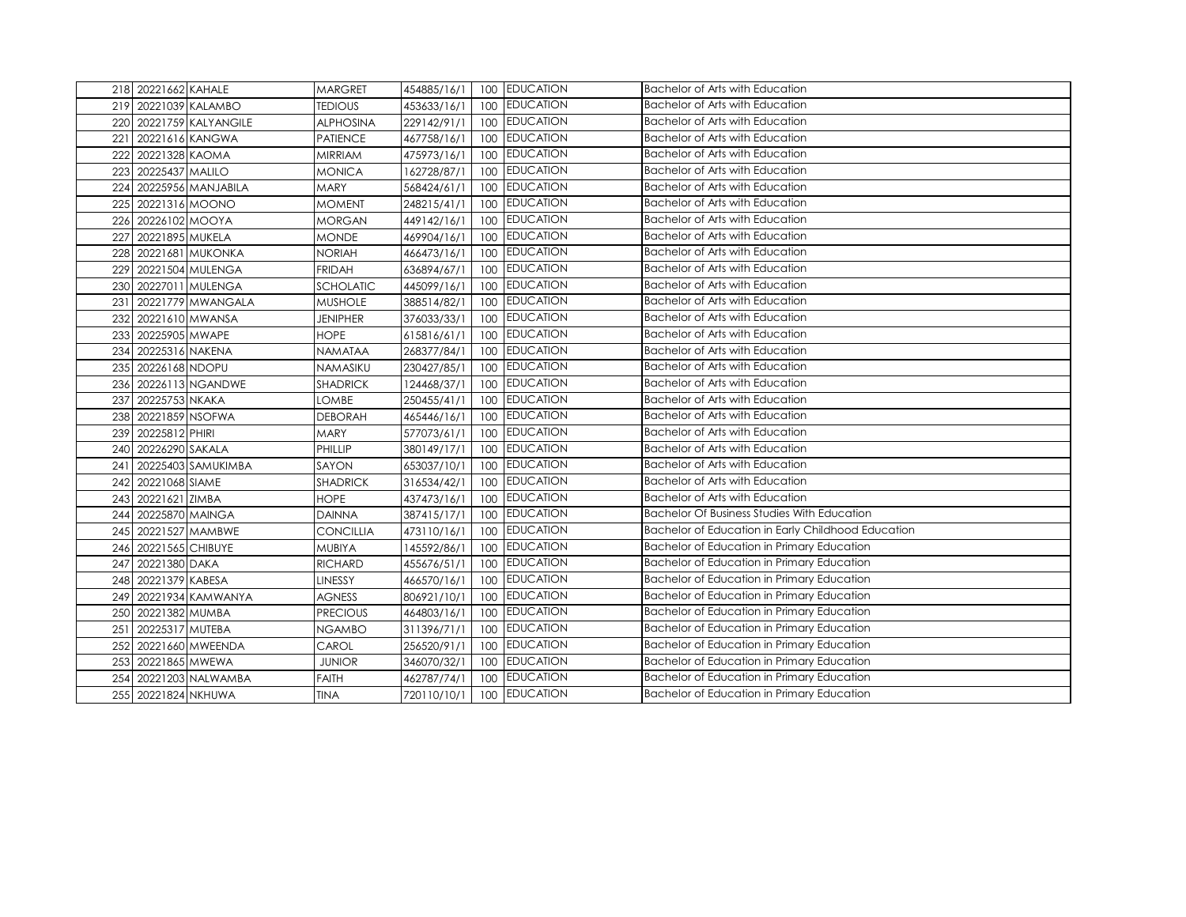| | | | | | | | |
|---|---|---|---|---|---|---|---|
| 218 | 20221662 | KAHALE | MARGRET | 454885/16/1 | 100 | EDUCATION | Bachelor of Arts with Education |
| 219 | 20221039 | KALAMBO | TEDIOUS | 453633/16/1 | 100 | EDUCATION | Bachelor of Arts with Education |
| 220 | 20221759 | KALYANGILE | ALPHOSINA | 229142/91/1 | 100 | EDUCATION | Bachelor of Arts with Education |
| 221 | 20221616 | KANGWA | PATIENCE | 467758/16/1 | 100 | EDUCATION | Bachelor of Arts with Education |
| 222 | 20221328 | KAOMA | MIRRIAM | 475973/16/1 | 100 | EDUCATION | Bachelor of Arts with Education |
| 223 | 20225437 | MALILO | MONICA | 162728/87/1 | 100 | EDUCATION | Bachelor of Arts with Education |
| 224 | 20225956 | MANJABILA | MARY | 568424/61/1 | 100 | EDUCATION | Bachelor of Arts with Education |
| 225 | 20221316 | MOONO | MOMENT | 248215/41/1 | 100 | EDUCATION | Bachelor of Arts with Education |
| 226 | 20226102 | MOOYA | MORGAN | 449142/16/1 | 100 | EDUCATION | Bachelor of Arts with Education |
| 227 | 20221895 | MUKELA | MONDE | 469904/16/1 | 100 | EDUCATION | Bachelor of Arts with Education |
| 228 | 20221681 | MUKONKA | NORIAH | 466473/16/1 | 100 | EDUCATION | Bachelor of Arts with Education |
| 229 | 20221504 | MULENGA | FRIDAH | 636894/67/1 | 100 | EDUCATION | Bachelor of Arts with Education |
| 230 | 20227011 | MULENGA | SCHOLATIC | 445099/16/1 | 100 | EDUCATION | Bachelor of Arts with Education |
| 231 | 20221779 | MWANGALA | MUSHOLE | 388514/82/1 | 100 | EDUCATION | Bachelor of Arts with Education |
| 232 | 20221610 | MWANSA | JENIPHER | 376033/33/1 | 100 | EDUCATION | Bachelor of Arts with Education |
| 233 | 20225905 | MWAPE | HOPE | 615816/61/1 | 100 | EDUCATION | Bachelor of Arts with Education |
| 234 | 20225316 | NAKENA | NAMATAA | 268377/84/1 | 100 | EDUCATION | Bachelor of Arts with Education |
| 235 | 20226168 | NDOPU | NAMASIKU | 230427/85/1 | 100 | EDUCATION | Bachelor of Arts with Education |
| 236 | 20226113 | NGANDWE | SHADRICK | 124468/37/1 | 100 | EDUCATION | Bachelor of Arts with Education |
| 237 | 20225753 | NKAKA | LOMBE | 250455/41/1 | 100 | EDUCATION | Bachelor of Arts with Education |
| 238 | 20221859 | NSOFWA | DEBORAH | 465446/16/1 | 100 | EDUCATION | Bachelor of Arts with Education |
| 239 | 20225812 | PHIRI | MARY | 577073/61/1 | 100 | EDUCATION | Bachelor of Arts with Education |
| 240 | 20226290 | SAKALA | PHILLIP | 380149/17/1 | 100 | EDUCATION | Bachelor of Arts with Education |
| 241 | 20225403 | SAMUKIMBA | SAYON | 653037/10/1 | 100 | EDUCATION | Bachelor of Arts with Education |
| 242 | 20221068 | SIAME | SHADRICK | 316534/42/1 | 100 | EDUCATION | Bachelor of Arts with Education |
| 243 | 20221621 | ZIMBA | HOPE | 437473/16/1 | 100 | EDUCATION | Bachelor of Arts with Education |
| 244 | 20225870 | MAINGA | DAINNA | 387415/17/1 | 100 | EDUCATION | Bachelor Of Business Studies With Education |
| 245 | 20221527 | MAMBWE | CONCILLIA | 473110/16/1 | 100 | EDUCATION | Bachelor of Education in Early Childhood Education |
| 246 | 20221565 | CHIBUYE | MUBIYA | 145592/86/1 | 100 | EDUCATION | Bachelor of Education in Primary Education |
| 247 | 20221380 | DAKA | RICHARD | 455676/51/1 | 100 | EDUCATION | Bachelor of Education in Primary Education |
| 248 | 20221379 | KABESA | LINESSY | 466570/16/1 | 100 | EDUCATION | Bachelor of Education in Primary Education |
| 249 | 20221934 | KAMWANYA | AGNESS | 806921/10/1 | 100 | EDUCATION | Bachelor of Education in Primary Education |
| 250 | 20221382 | MUMBA | PRECIOUS | 464803/16/1 | 100 | EDUCATION | Bachelor of Education in Primary Education |
| 251 | 20225317 | MUTEBA | NGAMBO | 311396/71/1 | 100 | EDUCATION | Bachelor of Education in Primary Education |
| 252 | 20221660 | MWEENDA | CAROL | 256520/91/1 | 100 | EDUCATION | Bachelor of Education in Primary Education |
| 253 | 20221865 | MWEWA | JUNIOR | 346070/32/1 | 100 | EDUCATION | Bachelor of Education in Primary Education |
| 254 | 20221203 | NALWAMBA | FAITH | 462787/74/1 | 100 | EDUCATION | Bachelor of Education in Primary Education |
| 255 | 20221824 | NKHUWA | TINA | 720110/10/1 | 100 | EDUCATION | Bachelor of Education in Primary Education |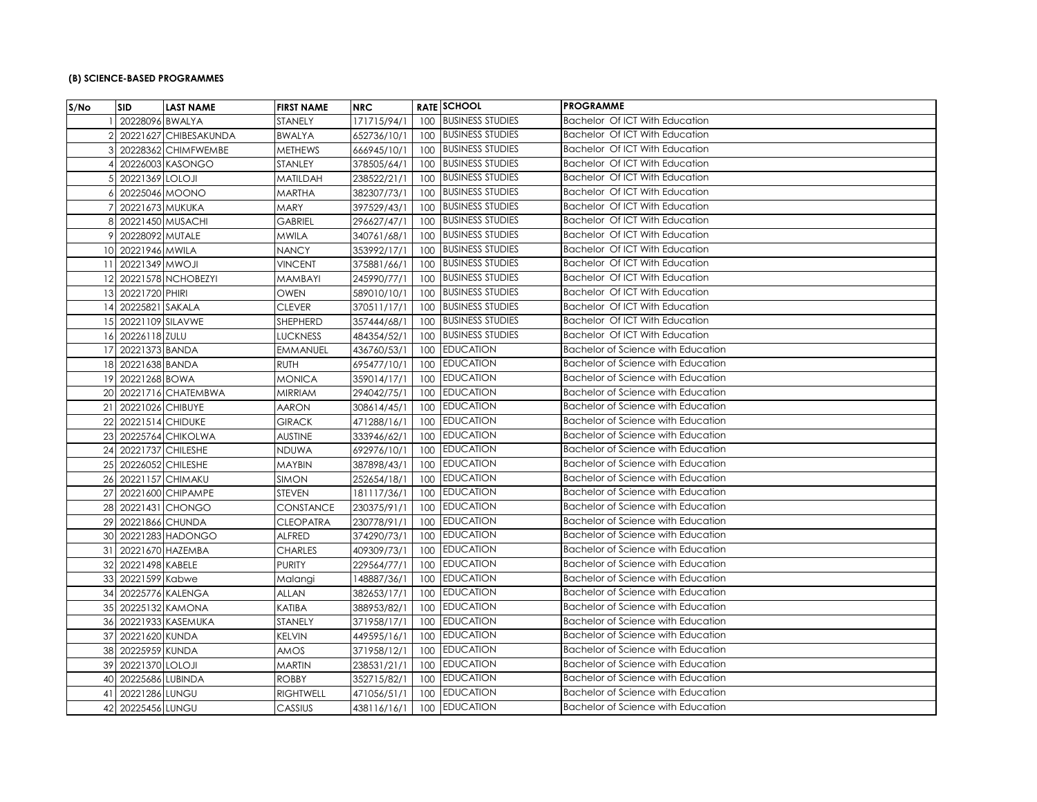**(B) SCIENCE-BASED PROGRAMMES**

| S/No | SID | LAST NAME | FIRST NAME | NRC | RATE | SCHOOL | PROGRAMME |
|---|---|---|---|---|---|---|---|
| 1 | 20228096 | BWALYA | STANELY | 171715/94/1 | 100 | BUSINESS STUDIES | Bachelor Of ICT With Education |
| 2 | 20221627 | CHIBESAKUNDA | BWALYA | 652736/10/1 | 100 | BUSINESS STUDIES | Bachelor Of ICT With Education |
| 3 | 20228362 | CHIMFWEMBE | METHEWS | 666945/10/1 | 100 | BUSINESS STUDIES | Bachelor Of ICT With Education |
| 4 | 20226003 | KASONGO | STANLEY | 378505/64/1 | 100 | BUSINESS STUDIES | Bachelor Of ICT With Education |
| 5 | 20221369 | LOLOJI | MATILDAH | 238522/21/1 | 100 | BUSINESS STUDIES | Bachelor Of ICT With Education |
| 6 | 20225046 | MOONO | MARTHA | 382307/73/1 | 100 | BUSINESS STUDIES | Bachelor Of ICT With Education |
| 7 | 20221673 | MUKUKA | MARY | 397529/43/1 | 100 | BUSINESS STUDIES | Bachelor Of ICT With Education |
| 8 | 20221450 | MUSACHI | GABRIEL | 296627/47/1 | 100 | BUSINESS STUDIES | Bachelor Of ICT With Education |
| 9 | 20228092 | MUTALE | MWILA | 340761/68/1 | 100 | BUSINESS STUDIES | Bachelor Of ICT With Education |
| 10 | 20221946 | MWILA | NANCY | 353992/17/1 | 100 | BUSINESS STUDIES | Bachelor Of ICT With Education |
| 11 | 20221349 | MWOJI | VINCENT | 375881/66/1 | 100 | BUSINESS STUDIES | Bachelor Of ICT With Education |
| 12 | 20221578 | NCHOBEZYI | MAMBAYI | 245990/77/1 | 100 | BUSINESS STUDIES | Bachelor Of ICT With Education |
| 13 | 20221720 | PHIRI | OWEN | 589010/10/1 | 100 | BUSINESS STUDIES | Bachelor Of ICT With Education |
| 14 | 20225821 | SAKALA | CLEVER | 370511/17/1 | 100 | BUSINESS STUDIES | Bachelor Of ICT With Education |
| 15 | 20221109 | SILAVWE | SHEPHERD | 357444/68/1 | 100 | BUSINESS STUDIES | Bachelor Of ICT With Education |
| 16 | 20226118 | ZULU | LUCKNESS | 484354/52/1 | 100 | BUSINESS STUDIES | Bachelor Of ICT With Education |
| 17 | 20221373 | BANDA | EMMANUEL | 436760/53/1 | 100 | EDUCATION | Bachelor of Science with Education |
| 18 | 20221638 | BANDA | RUTH | 695477/10/1 | 100 | EDUCATION | Bachelor of Science with Education |
| 19 | 20221268 | BOWA | MONICA | 359014/17/1 | 100 | EDUCATION | Bachelor of Science with Education |
| 20 | 20221716 | CHATEMBWA | MIRRIAM | 294042/75/1 | 100 | EDUCATION | Bachelor of Science with Education |
| 21 | 20221026 | CHIBUYE | AARON | 308614/45/1 | 100 | EDUCATION | Bachelor of Science with Education |
| 22 | 20221514 | CHIDUKE | GIRACK | 471288/16/1 | 100 | EDUCATION | Bachelor of Science with Education |
| 23 | 20225764 | CHIKOLWA | AUSTINE | 333946/62/1 | 100 | EDUCATION | Bachelor of Science with Education |
| 24 | 20221737 | CHILESHE | NDUWA | 692976/10/1 | 100 | EDUCATION | Bachelor of Science with Education |
| 25 | 20226052 | CHILESHE | MAYBIN | 387898/43/1 | 100 | EDUCATION | Bachelor of Science with Education |
| 26 | 20221157 | CHIMAKU | SIMON | 252654/18/1 | 100 | EDUCATION | Bachelor of Science with Education |
| 27 | 20221600 | CHIPAMPE | STEVEN | 181117/36/1 | 100 | EDUCATION | Bachelor of Science with Education |
| 28 | 20221431 | CHONGO | CONSTANCE | 230375/91/1 | 100 | EDUCATION | Bachelor of Science with Education |
| 29 | 20221866 | CHUNDA | CLEOPATRA | 230778/91/1 | 100 | EDUCATION | Bachelor of Science with Education |
| 30 | 20221283 | HADONGO | ALFRED | 374290/73/1 | 100 | EDUCATION | Bachelor of Science with Education |
| 31 | 20221670 | HAZEMBA | CHARLES | 409309/73/1 | 100 | EDUCATION | Bachelor of Science with Education |
| 32 | 20221498 | KABELE | PURITY | 229564/77/1 | 100 | EDUCATION | Bachelor of Science with Education |
| 33 | 20221599 | Kabwe | Malangi | 148887/36/1 | 100 | EDUCATION | Bachelor of Science with Education |
| 34 | 20225776 | KALENGA | ALLAN | 382653/17/1 | 100 | EDUCATION | Bachelor of Science with Education |
| 35 | 20225132 | KAMONA | KATIBA | 388953/82/1 | 100 | EDUCATION | Bachelor of Science with Education |
| 36 | 20221933 | KASEMUKA | STANELY | 371958/17/1 | 100 | EDUCATION | Bachelor of Science with Education |
| 37 | 20221620 | KUNDA | KELVIN | 449595/16/1 | 100 | EDUCATION | Bachelor of Science with Education |
| 38 | 20225959 | KUNDA | AMOS | 371958/12/1 | 100 | EDUCATION | Bachelor of Science with Education |
| 39 | 20221370 | LOLOJI | MARTIN | 238531/21/1 | 100 | EDUCATION | Bachelor of Science with Education |
| 40 | 20225686 | LUBINDA | ROBBY | 352715/82/1 | 100 | EDUCATION | Bachelor of Science with Education |
| 41 | 20221286 | LUNGU | RIGHTWELL | 471056/51/1 | 100 | EDUCATION | Bachelor of Science with Education |
| 42 | 20225456 | LUNGU | CASSIUS | 438116/16/1 | 100 | EDUCATION | Bachelor of Science with Education |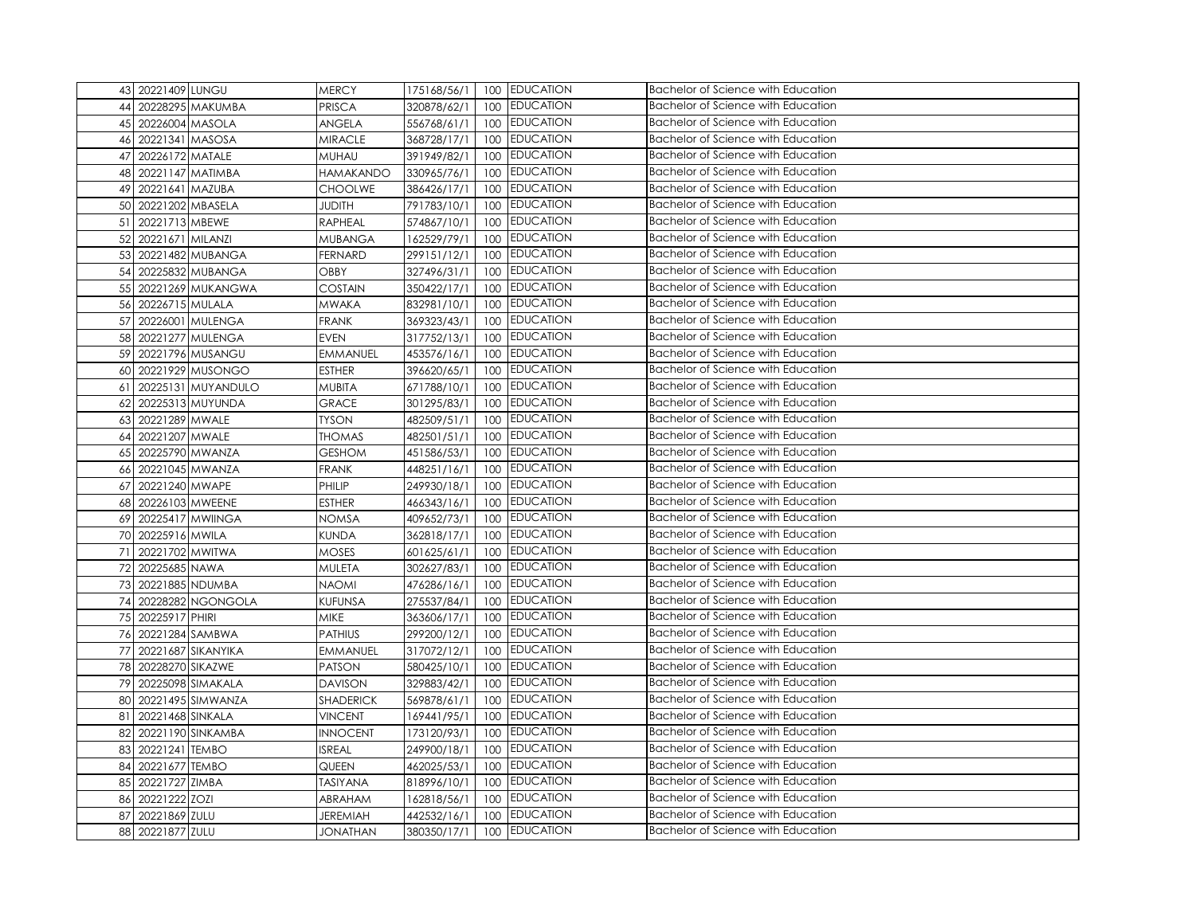| | | | | | | | |
|---|---|---|---|---|---|---|---|
| 43 | 20221409 | LUNGU | MERCY | 175168/56/1 | 100 | EDUCATION | Bachelor of Science with Education |
| 44 | 20228295 | MAKUMBA | PRISCA | 320878/62/1 | 100 | EDUCATION | Bachelor of Science with Education |
| 45 | 20226004 | MASOLA | ANGELA | 556768/61/1 | 100 | EDUCATION | Bachelor of Science with Education |
| 46 | 20221341 | MASOSA | MIRACLE | 368728/17/1 | 100 | EDUCATION | Bachelor of Science with Education |
| 47 | 20226172 | MATALE | MUHAU | 391949/82/1 | 100 | EDUCATION | Bachelor of Science with Education |
| 48 | 20221147 | MATIMBA | HAMAKANDO | 330965/76/1 | 100 | EDUCATION | Bachelor of Science with Education |
| 49 | 20221641 | MAZUBA | CHOOLWE | 386426/17/1 | 100 | EDUCATION | Bachelor of Science with Education |
| 50 | 20221202 | MBASELA | JUDITH | 791783/10/1 | 100 | EDUCATION | Bachelor of Science with Education |
| 51 | 20221713 | MBEWE | RAPHEAL | 574867/10/1 | 100 | EDUCATION | Bachelor of Science with Education |
| 52 | 20221671 | MILANZI | MUBANGA | 162529/79/1 | 100 | EDUCATION | Bachelor of Science with Education |
| 53 | 20221482 | MUBANGA | FERNARD | 299151/12/1 | 100 | EDUCATION | Bachelor of Science with Education |
| 54 | 20225832 | MUBANGA | OBBY | 327496/31/1 | 100 | EDUCATION | Bachelor of Science with Education |
| 55 | 20221269 | MUKANGWA | COSTAIN | 350422/17/1 | 100 | EDUCATION | Bachelor of Science with Education |
| 56 | 20226715 | MULALA | MWAKA | 832981/10/1 | 100 | EDUCATION | Bachelor of Science with Education |
| 57 | 20226001 | MULENGA | FRANK | 369323/43/1 | 100 | EDUCATION | Bachelor of Science with Education |
| 58 | 20221277 | MULENGA | EVEN | 317752/13/1 | 100 | EDUCATION | Bachelor of Science with Education |
| 59 | 20221796 | MUSANGU | EMMANUEL | 453576/16/1 | 100 | EDUCATION | Bachelor of Science with Education |
| 60 | 20221929 | MUSONGO | ESTHER | 396620/65/1 | 100 | EDUCATION | Bachelor of Science with Education |
| 61 | 20225131 | MUYANDULO | MUBITA | 671788/10/1 | 100 | EDUCATION | Bachelor of Science with Education |
| 62 | 20225313 | MUYUNDA | GRACE | 301295/83/1 | 100 | EDUCATION | Bachelor of Science with Education |
| 63 | 20221289 | MWALE | TYSON | 482509/51/1 | 100 | EDUCATION | Bachelor of Science with Education |
| 64 | 20221207 | MWALE | THOMAS | 482501/51/1 | 100 | EDUCATION | Bachelor of Science with Education |
| 65 | 20225790 | MWANZA | GESHOM | 451586/53/1 | 100 | EDUCATION | Bachelor of Science with Education |
| 66 | 20221045 | MWANZA | FRANK | 448251/16/1 | 100 | EDUCATION | Bachelor of Science with Education |
| 67 | 20221240 | MWAPE | PHILIP | 249930/18/1 | 100 | EDUCATION | Bachelor of Science with Education |
| 68 | 20226103 | MWEENE | ESTHER | 466343/16/1 | 100 | EDUCATION | Bachelor of Science with Education |
| 69 | 20225417 | MWIINGA | NOMSA | 409652/73/1 | 100 | EDUCATION | Bachelor of Science with Education |
| 70 | 20225916 | MWILA | KUNDA | 362818/17/1 | 100 | EDUCATION | Bachelor of Science with Education |
| 71 | 20221702 | MWITWA | MOSES | 601625/61/1 | 100 | EDUCATION | Bachelor of Science with Education |
| 72 | 20225685 | NAWA | MULETA | 302627/83/1 | 100 | EDUCATION | Bachelor of Science with Education |
| 73 | 20221885 | NDUMBA | NAOMI | 476286/16/1 | 100 | EDUCATION | Bachelor of Science with Education |
| 74 | 20228282 | NGONGOLA | KUFUNSA | 275537/84/1 | 100 | EDUCATION | Bachelor of Science with Education |
| 75 | 20225917 | PHIRI | MIKE | 363606/17/1 | 100 | EDUCATION | Bachelor of Science with Education |
| 76 | 20221284 | SAMBWA | PATHIUS | 299200/12/1 | 100 | EDUCATION | Bachelor of Science with Education |
| 77 | 20221687 | SIKANYIKA | EMMANUEL | 317072/12/1 | 100 | EDUCATION | Bachelor of Science with Education |
| 78 | 20228270 | SIKAZWE | PATSON | 580425/10/1 | 100 | EDUCATION | Bachelor of Science with Education |
| 79 | 20225098 | SIMAKALA | DAVISON | 329883/42/1 | 100 | EDUCATION | Bachelor of Science with Education |
| 80 | 20221495 | SIMWANZA | SHADERICK | 569878/61/1 | 100 | EDUCATION | Bachelor of Science with Education |
| 81 | 20221468 | SINKALA | VINCENT | 169441/95/1 | 100 | EDUCATION | Bachelor of Science with Education |
| 82 | 20221190 | SINKAMBA | INNOCENT | 173120/93/1 | 100 | EDUCATION | Bachelor of Science with Education |
| 83 | 20221241 | TEMBO | ISREAL | 249900/18/1 | 100 | EDUCATION | Bachelor of Science with Education |
| 84 | 20221677 | TEMBO | QUEEN | 462025/53/1 | 100 | EDUCATION | Bachelor of Science with Education |
| 85 | 20221727 | ZIMBA | TASIYANA | 818996/10/1 | 100 | EDUCATION | Bachelor of Science with Education |
| 86 | 20221222 | ZOZI | ABRAHAM | 162818/56/1 | 100 | EDUCATION | Bachelor of Science with Education |
| 87 | 20221869 | ZULU | JEREMIAH | 442532/16/1 | 100 | EDUCATION | Bachelor of Science with Education |
| 88 | 20221877 | ZULU | JONATHAN | 380350/17/1 | 100 | EDUCATION | Bachelor of Science with Education |